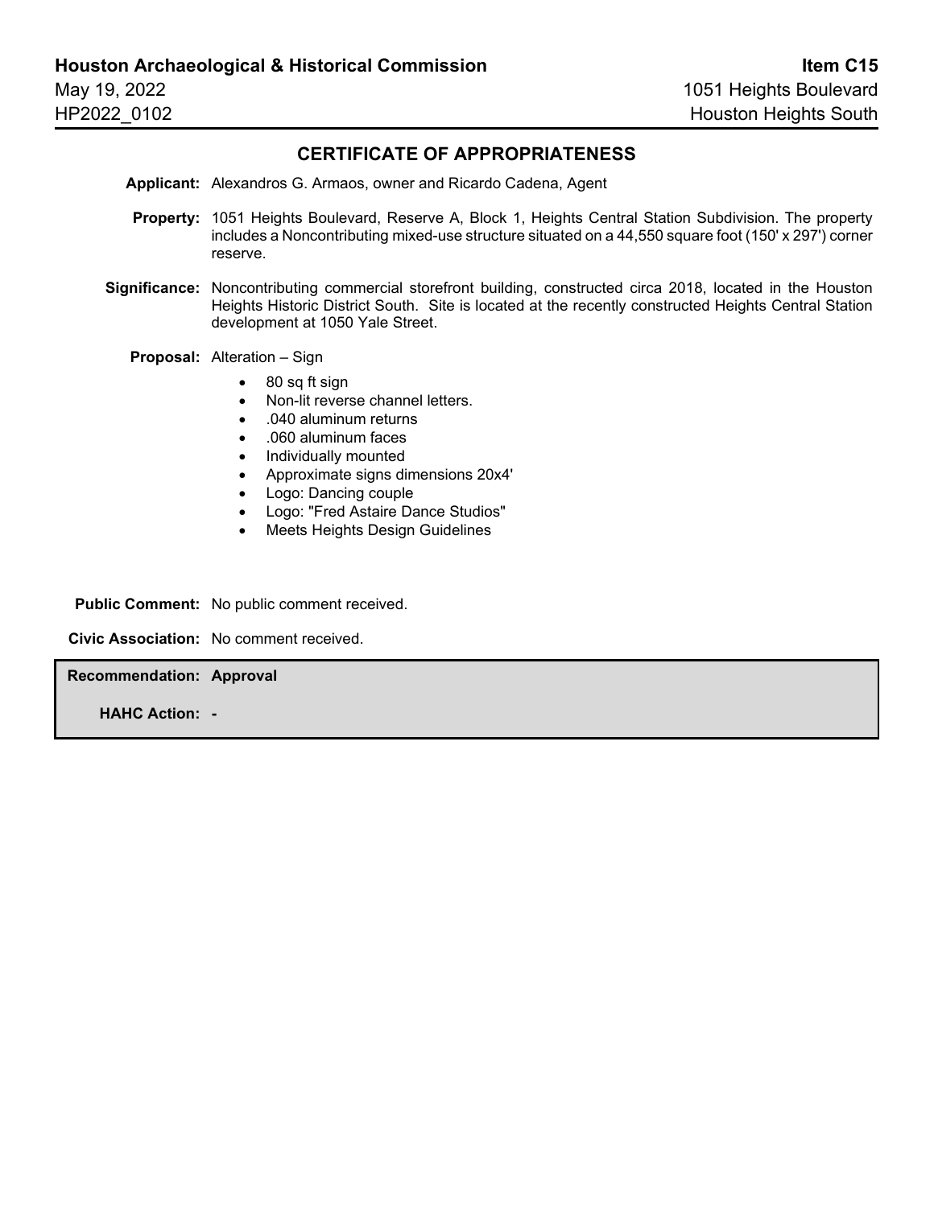**Houston Archaeological & Historical Commission**
May 19, 2022
HP2022_0102

**Item C15**
1051 Heights Boulevard
Houston Heights South

## CERTIFICATE OF APPROPRIATENESS

**Applicant:** Alexandros G. Armaos, owner and Ricardo Cadena, Agent

**Property:** 1051 Heights Boulevard, Reserve A, Block 1, Heights Central Station Subdivision. The property includes a Noncontributing mixed-use structure situated on a 44,550 square foot (150' x 297') corner reserve.

**Significance:** Noncontributing commercial storefront building, constructed circa 2018, located in the Houston Heights Historic District South. Site is located at the recently constructed Heights Central Station development at 1050 Yale Street.

**Proposal:** Alteration – Sign

- 80 sq ft sign
- Non-lit reverse channel letters.
- .040 aluminum returns
- .060 aluminum faces
- Individually mounted
- Approximate signs dimensions 20x4'
- Logo: Dancing couple
- Logo: "Fred Astaire Dance Studios"
- Meets Heights Design Guidelines

**Public Comment:** No public comment received.

**Civic Association:** No comment received.

**Recommendation: Approval**

**HAHC Action: -**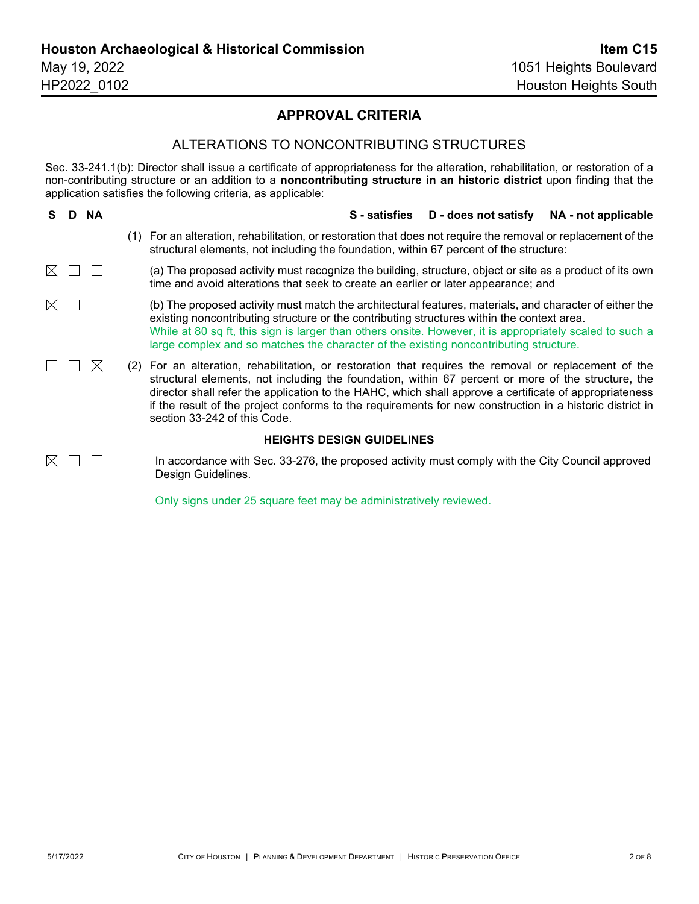## APPROVAL CRITERIA

### ALTERATIONS TO NONCONTRIBUTING STRUCTURES

Sec. 33-241.1(b): Director shall issue a certificate of appropriateness for the alteration, rehabilitation, or restoration of a non-contributing structure or an addition to a **noncontributing structure in an historic district** upon finding that the application satisfies the following criteria, as applicable:

| S | D | NA | **S - satisfies D - does not satisfy NA - not applicable** |
|---|---|---|---|
| | | | (1) For an alteration, rehabilitation, or restoration that does not require the removal or replacement of the structural elements, not including the foundation, within 67 percent of the structure: |
| ☒ | ☐ | ☐ | (a) The proposed activity must recognize the building, structure, object or site as a product of its own time and avoid alterations that seek to create an earlier or later appearance; and |
| ☒ | ☐ | ☐ | (b) The proposed activity must match the architectural features, materials, and character of either the existing noncontributing structure or the contributing structures within the context area. While at 80 sq ft, this sign is larger than others onsite. However, it is appropriately scaled to such a large complex and so matches the character of the existing noncontributing structure. |
| ☐ | ☐ | ☒ | (2) For an alteration, rehabilitation, or restoration that requires the removal or replacement of the structural elements, not including the foundation, within 67 percent or more of the structure, the director shall refer the application to the HAHC, which shall approve a certificate of appropriateness if the result of the project conforms to the requirements for new construction in a historic district in section 33-242 of this Code. |

#### HEIGHTS DESIGN GUIDELINES

| S | D | NA | |
|---|---|---|---|
| ☒ | ☐ | ☐ | In accordance with Sec. 33-276, the proposed activity must comply with the City Council approved Design Guidelines. Only signs under 25 square feet may be administratively reviewed. |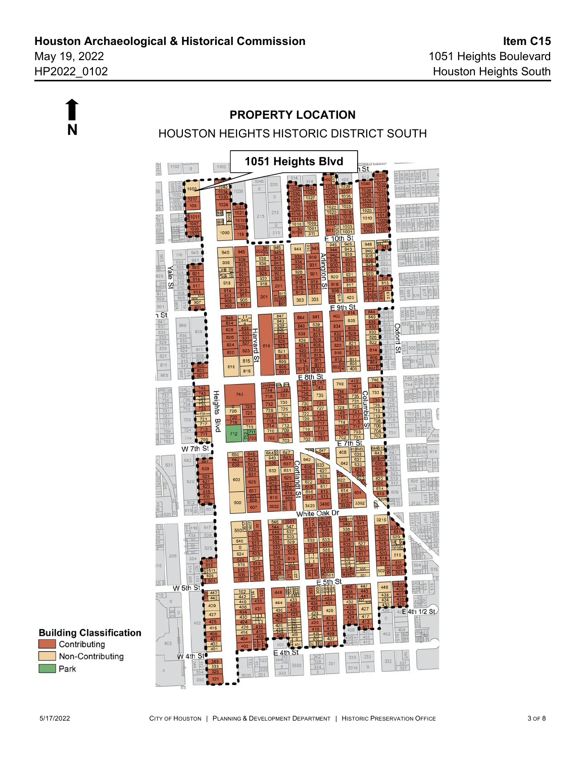**Houston Archaeological & Historical Commission**
May 19, 2022
HP2022_0102

**Item C15**
1051 Heights Boulevard
Houston Heights South

N

## PROPERTY LOCATION

HOUSTON HEIGHTS HISTORIC DISTRICT SOUTH

**1051 Heights Blvd**

**Building Classification**

- Contributing
- Non-Contributing
- Park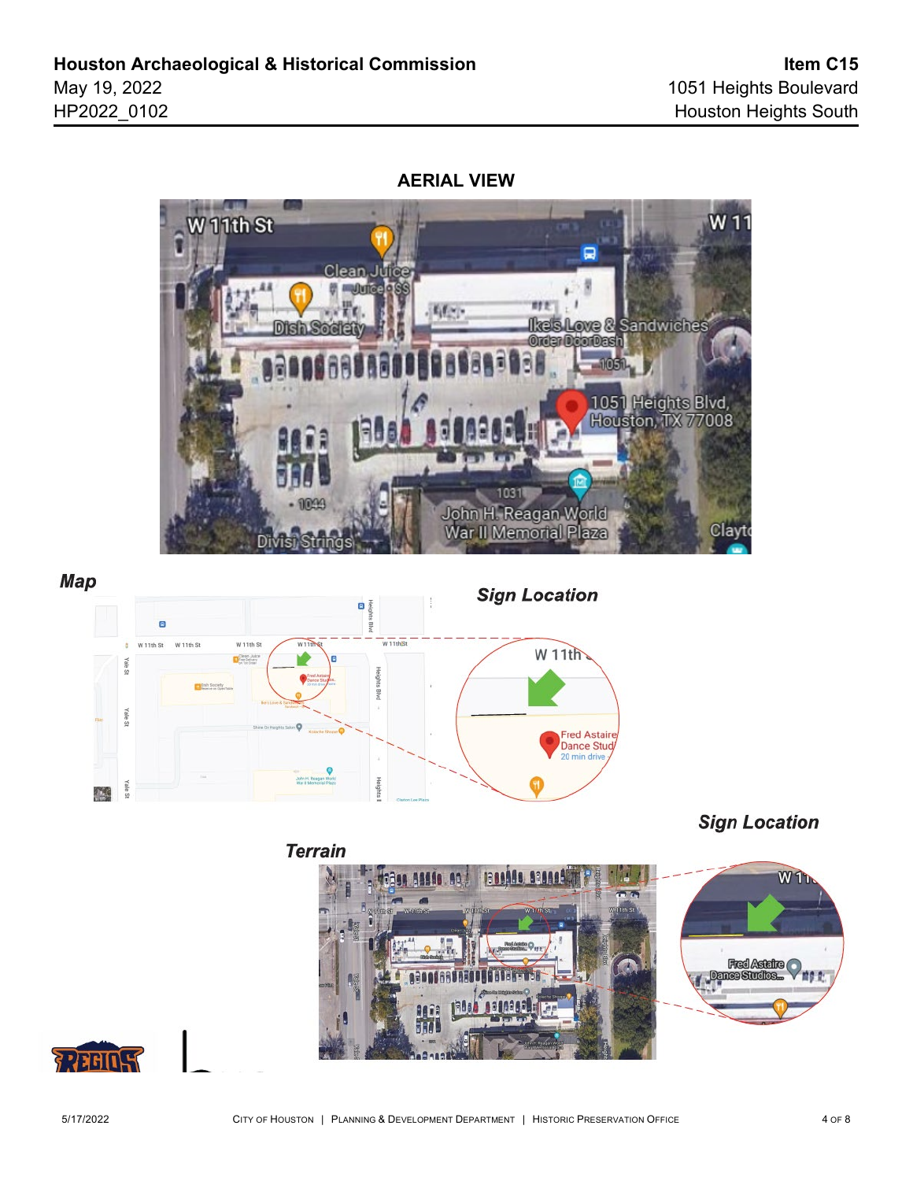**Houston Archaeological & Historical Commission**
May 19, 2022
HP2022_0102

**Item C15**
1051 Heights Boulevard
Houston Heights South

## AERIAL VIEW

***Map***

***Sign Location***

***Terrain***

***Sign Location***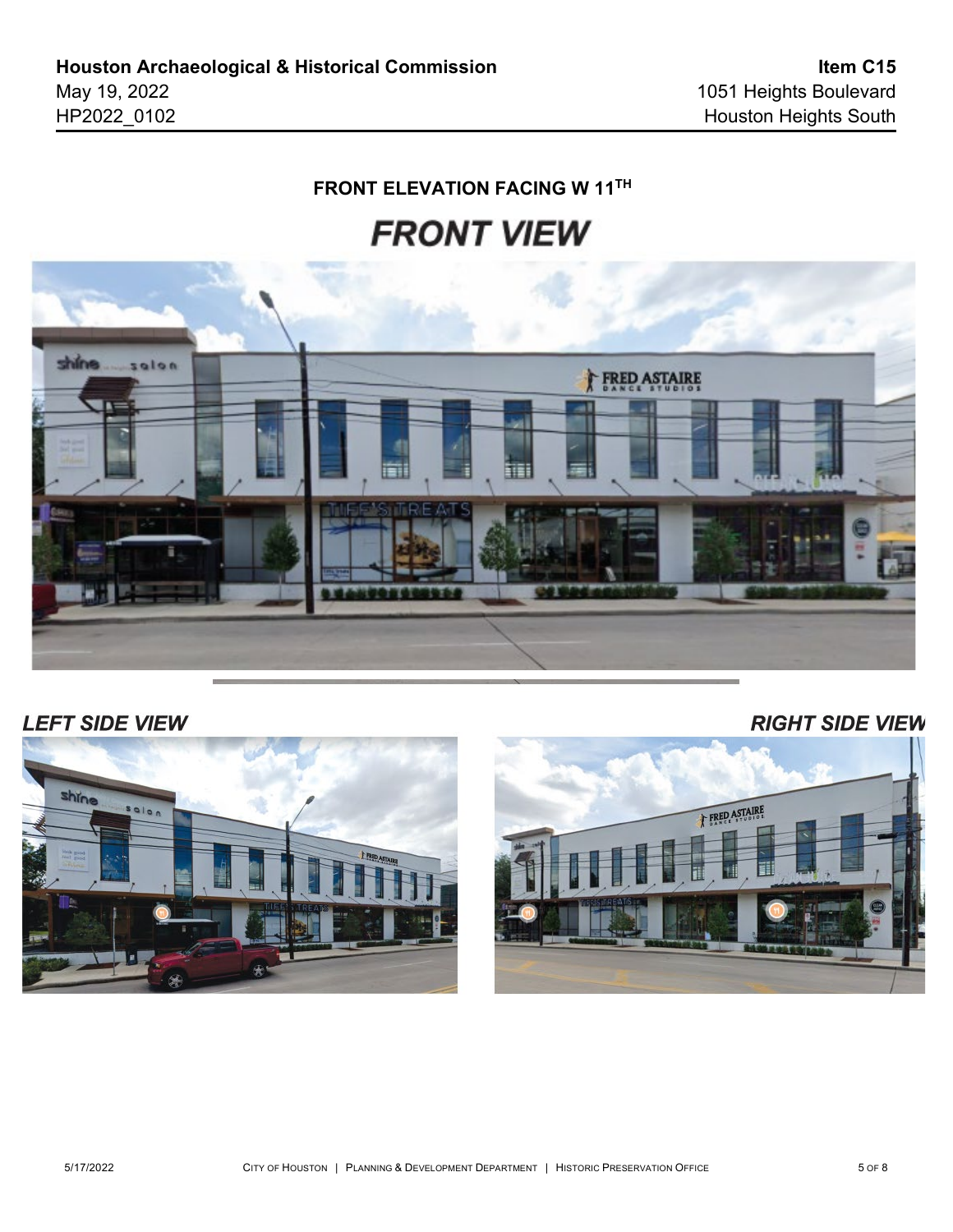**FRONT ELEVATION FACING W 11TH**

***FRONT VIEW***

***LEFT SIDE VIEW***

***RIGHT SIDE VIEW***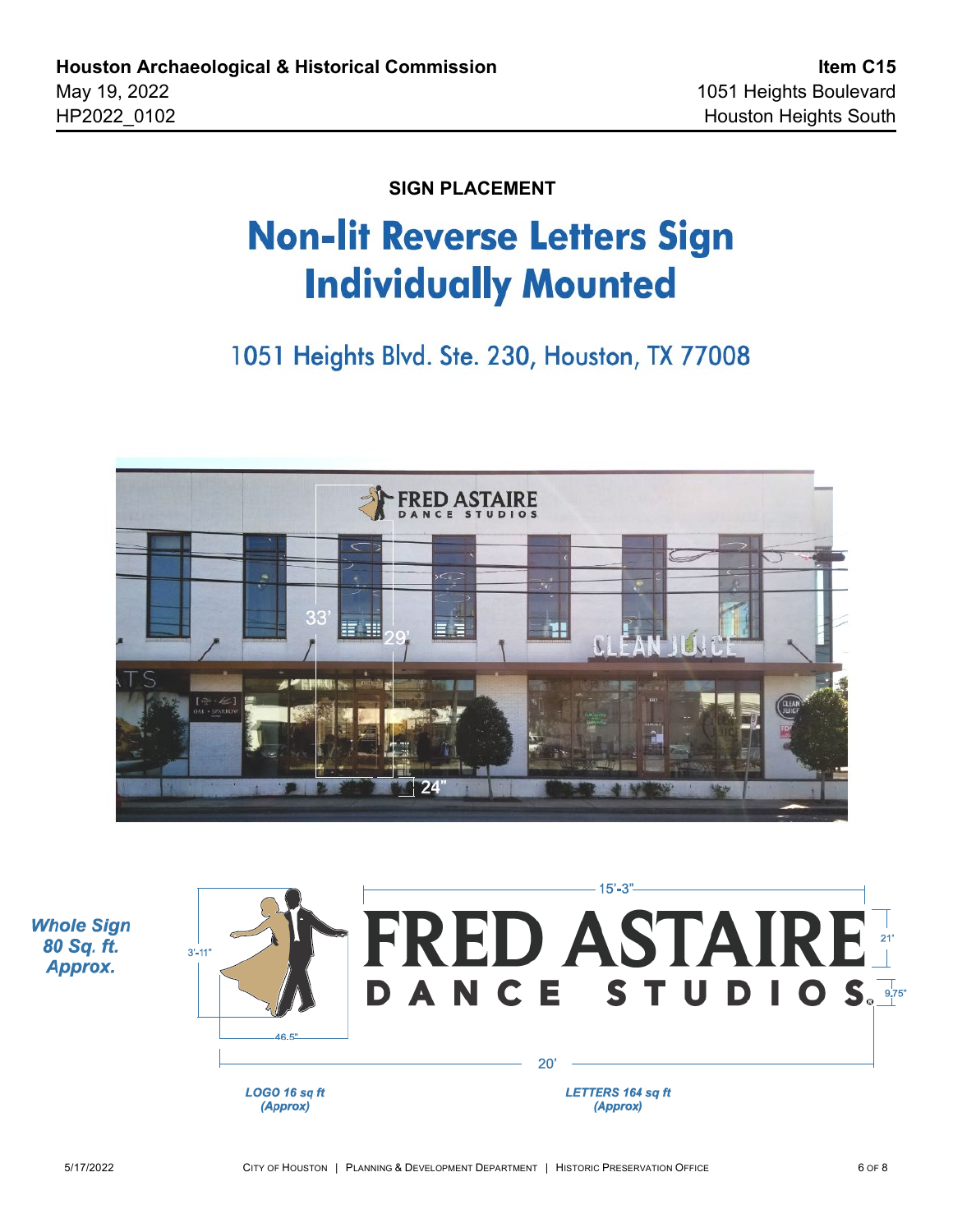**Houston Archaeological & Historical Commission**
May 19, 2022
HP2022_0102

**Item C15**
1051 Heights Boulevard
Houston Heights South

**SIGN PLACEMENT**

# Non-lit Reverse Letters Sign Individually Mounted

## 1051 Heights Blvd. Ste. 230, Houston, TX 77008

33'

29'

24"

15'-3"

3'-11"

21'

9.75"

46.5"

20'

***Whole Sign 80 Sq. ft. Approx.***

***LOGO 16 sq ft (Approx)***

***LETTERS 164 sq ft (Approx)***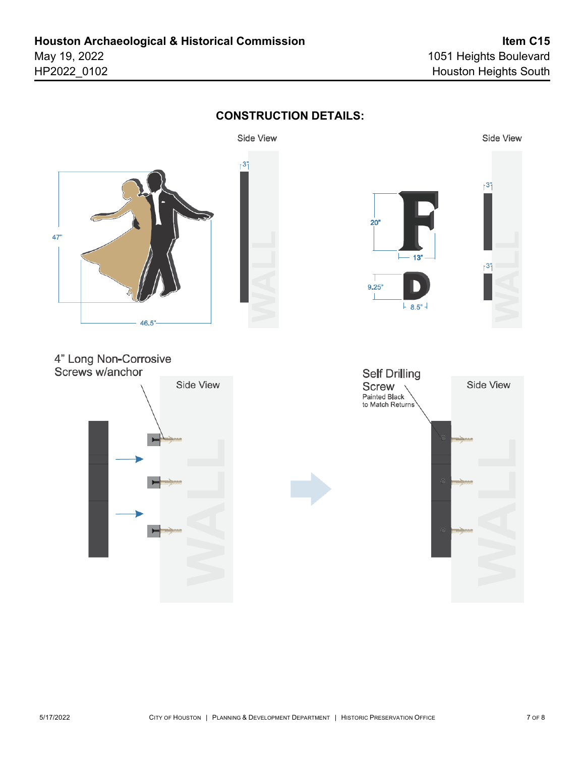**Houston Archaeological & Historical Commission**
May 19, 2022
HP2022_0102

**Item C15**
1051 Heights Boulevard
Houston Heights South

## CONSTRUCTION DETAILS:

Side View

3"

47"

46.5"

WALL

Side View

20"

13"

9.25"

8.5"

3"

3"

WALL

4" Long Non-Corrosive Screws w/anchor

Side View

WALL

Self Drilling Screw
Painted Black to Match Returns

Side View

WALL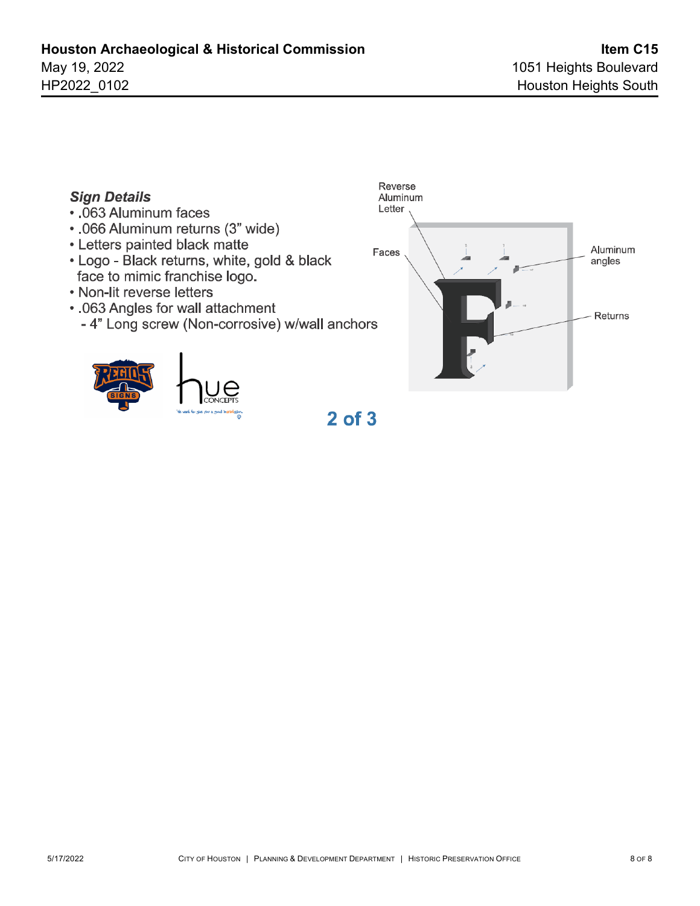***Sign Details***

- .063 Aluminum faces
- .066 Aluminum returns (3" wide)
- Letters painted black matte
- Logo - Black returns, white, gold & black face to mimic franchise logo.
- Non-lit reverse letters
- .063 Angles for wall attachment
  - 4" Long screw (Non-corrosive) w/wall anchors

Reverse Aluminum Letter

Faces

Aluminum angles

Returns

2 of 3